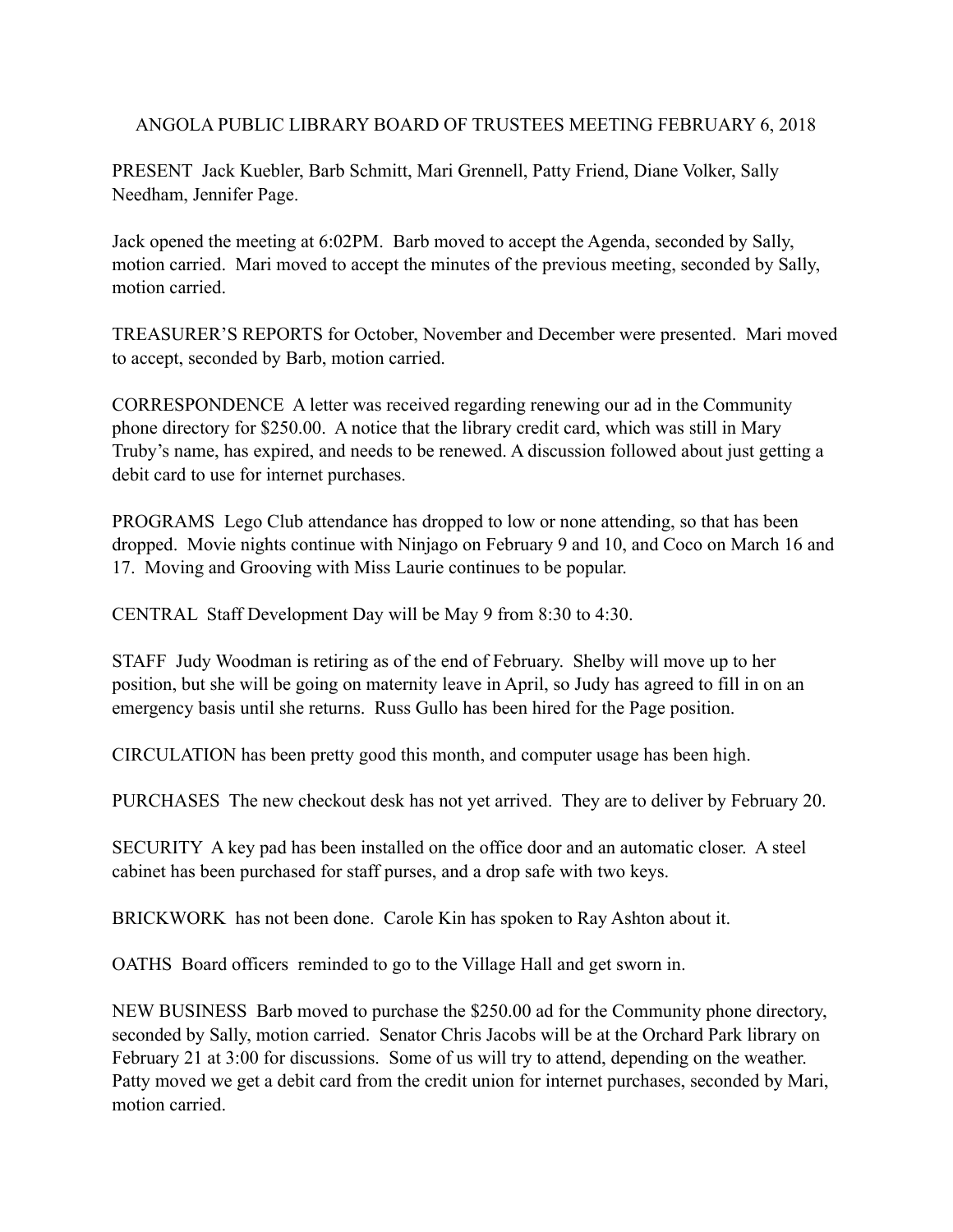# ANGOLA PUBLIC LIBRARY BOARD OF TRUSTEES MEETING FEBRUARY 6, 2018

PRESENT Jack Kuebler, Barb Schmitt, Mari Grennell, Patty Friend, Diane Volker, Sally Needham, Jennifer Page.

Jack opened the meeting at 6:02PM. Barb moved to accept the Agenda, seconded by Sally, motion carried. Mari moved to accept the minutes of the previous meeting, seconded by Sally, motion carried.

TREASURER'S REPORTS for October, November and December were presented. Mari moved to accept, seconded by Barb, motion carried.

CORRESPONDENCE A letter was received regarding renewing our ad in the Community phone directory for $250.00. A notice that the library credit card, which was still in Mary Truby's name, has expired, and needs to be renewed. A discussion followed about just getting a debit card to use for internet purchases.

PROGRAMS Lego Club attendance has dropped to low or none attending, so that has been dropped. Movie nights continue with Ninjago on February 9 and 10, and Coco on March 16 and 17. Moving and Grooving with Miss Laurie continues to be popular.

CENTRAL Staff Development Day will be May 9 from 8:30 to 4:30.

STAFF Judy Woodman is retiring as of the end of February. Shelby will move up to her position, but she will be going on maternity leave in April, so Judy has agreed to fill in on an emergency basis until she returns. Russ Gullo has been hired for the Page position.

CIRCULATION has been pretty good this month, and computer usage has been high.

PURCHASES The new checkout desk has not yet arrived. They are to deliver by February 20.

SECURITY A key pad has been installed on the office door and an automatic closer. A steel cabinet has been purchased for staff purses, and a drop safe with two keys.

BRICKWORK has not been done. Carole Kin has spoken to Ray Ashton about it.

OATHS Board officers reminded to go to the Village Hall and get sworn in.

NEW BUSINESS Barb moved to purchase the $250.00 ad for the Community phone directory, seconded by Sally, motion carried. Senator Chris Jacobs will be at the Orchard Park library on February 21 at 3:00 for discussions. Some of us will try to attend, depending on the weather. Patty moved we get a debit card from the credit union for internet purchases, seconded by Mari, motion carried.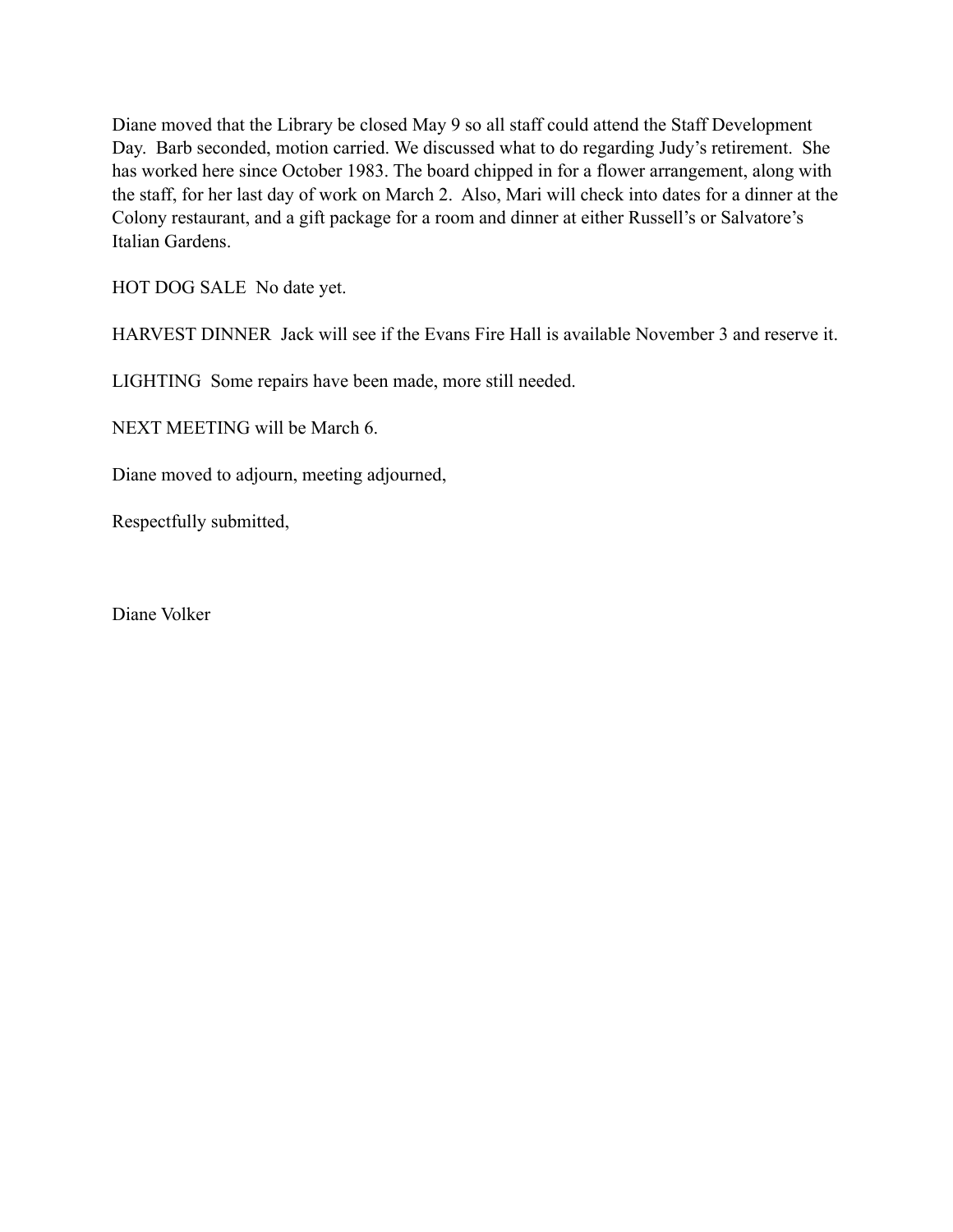Diane moved that the Library be closed May 9 so all staff could attend the Staff Development Day. Barb seconded, motion carried. We discussed what to do regarding Judy's retirement. She has worked here since October 1983. The board chipped in for a flower arrangement, along with the staff, for her last day of work on March 2. Also, Mari will check into dates for a dinner at the Colony restaurant, and a gift package for a room and dinner at either Russell's or Salvatore's Italian Gardens.

HOT DOG SALE No date yet.

HARVEST DINNER Jack will see if the Evans Fire Hall is available November 3 and reserve it.

LIGHTING Some repairs have been made, more still needed.

NEXT MEETING will be March 6.

Diane moved to adjourn, meeting adjourned,

Respectfully submitted,

Diane Volker